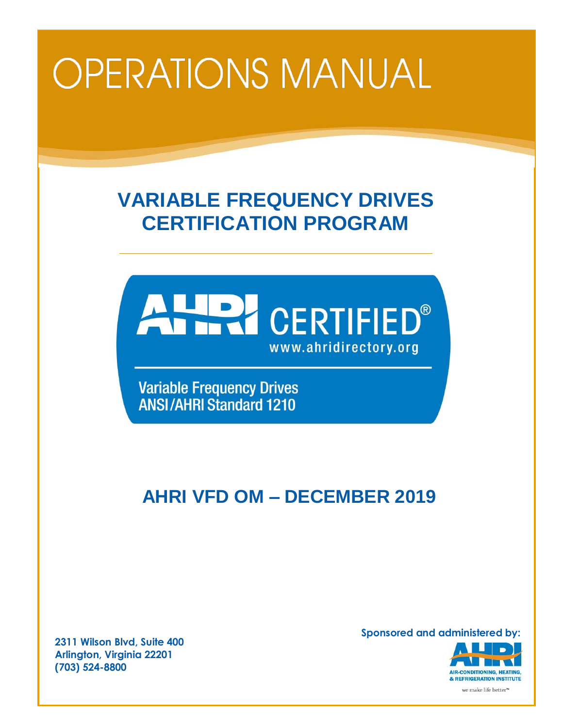# OPERATIONS MANUAL

## VARIABLE FREQUENCY DRIVES CERTIFICATION PROGRAM

AHRI CERTIFIED®
www.ahridirectory.org

Variable Frequency Drives
ANSI/AHRI Standard 1210

## AHRI VFD OM – DECEMBER 2019

**2311 Wilson Blvd, Suite 400**
**Arlington, Virginia 22201**
**(703) 524-8800**

**Sponsored and administered by:**

AHRI
AIR-CONDITIONING, HEATING, & REFRIGERATION INSTITUTE
we make life better™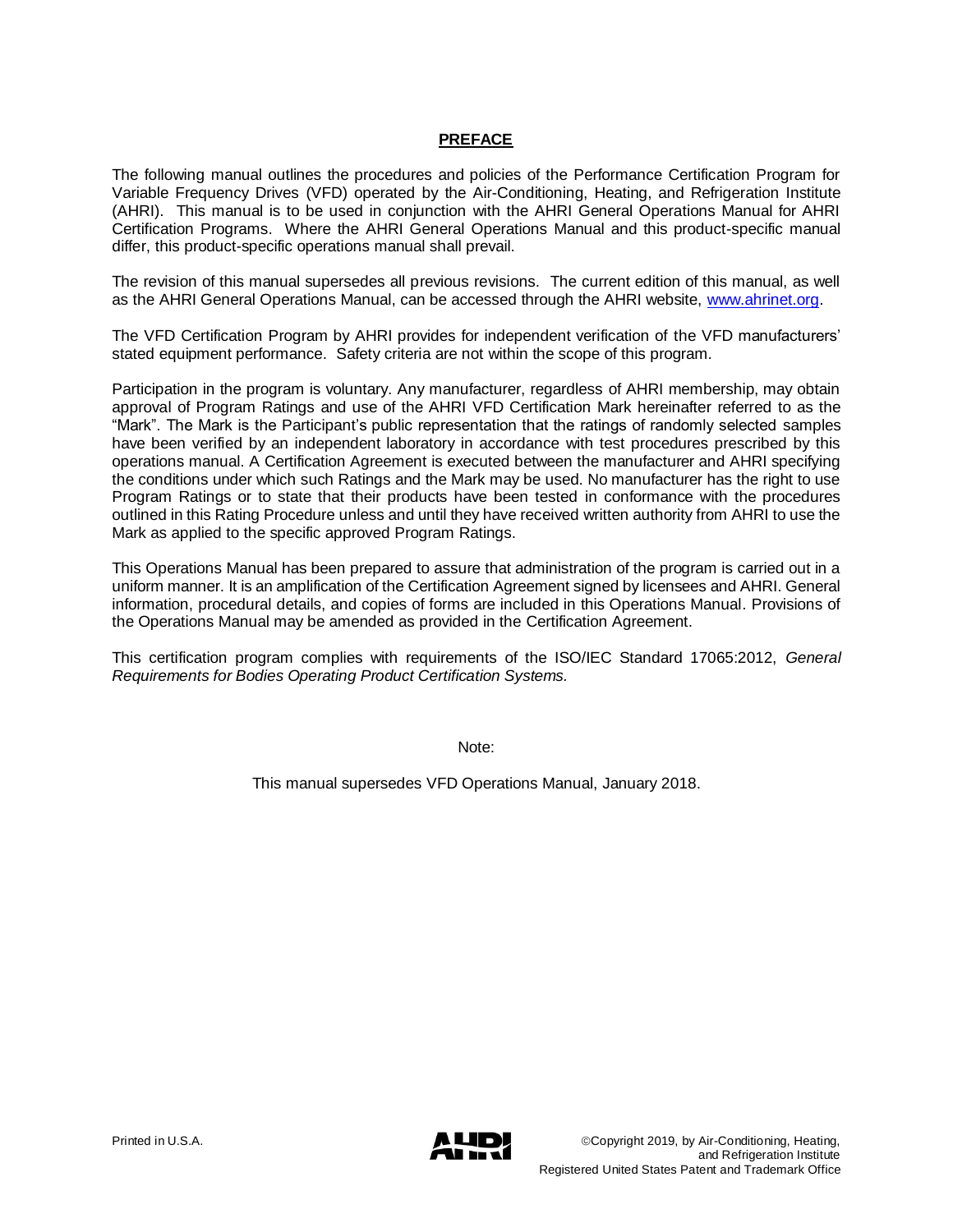# PREFACE

The following manual outlines the procedures and policies of the Performance Certification Program for Variable Frequency Drives (VFD) operated by the Air-Conditioning, Heating, and Refrigeration Institute (AHRI). This manual is to be used in conjunction with the AHRI General Operations Manual for AHRI Certification Programs. Where the AHRI General Operations Manual and this product-specific manual differ, this product-specific operations manual shall prevail.

The revision of this manual supersedes all previous revisions. The current edition of this manual, as well as the AHRI General Operations Manual, can be accessed through the AHRI website, [www.ahrinet.org](http://www.ahrinet.org).

The VFD Certification Program by AHRI provides for independent verification of the VFD manufacturers' stated equipment performance. Safety criteria are not within the scope of this program.

Participation in the program is voluntary. Any manufacturer, regardless of AHRI membership, may obtain approval of Program Ratings and use of the AHRI VFD Certification Mark hereinafter referred to as the "Mark". The Mark is the Participant's public representation that the ratings of randomly selected samples have been verified by an independent laboratory in accordance with test procedures prescribed by this operations manual. A Certification Agreement is executed between the manufacturer and AHRI specifying the conditions under which such Ratings and the Mark may be used. No manufacturer has the right to use Program Ratings or to state that their products have been tested in conformance with the procedures outlined in this Rating Procedure unless and until they have received written authority from AHRI to use the Mark as applied to the specific approved Program Ratings.

This Operations Manual has been prepared to assure that administration of the program is carried out in a uniform manner. It is an amplification of the Certification Agreement signed by licensees and AHRI. General information, procedural details, and copies of forms are included in this Operations Manual. Provisions of the Operations Manual may be amended as provided in the Certification Agreement.

This certification program complies with requirements of the ISO/IEC Standard 17065:2012, *General Requirements for Bodies Operating Product Certification Systems.*

Note:

This manual supersedes VFD Operations Manual, January 2018.

Printed in U.S.A.

©Copyright 2019, by Air-Conditioning, Heating, and Refrigeration Institute
Registered United States Patent and Trademark Office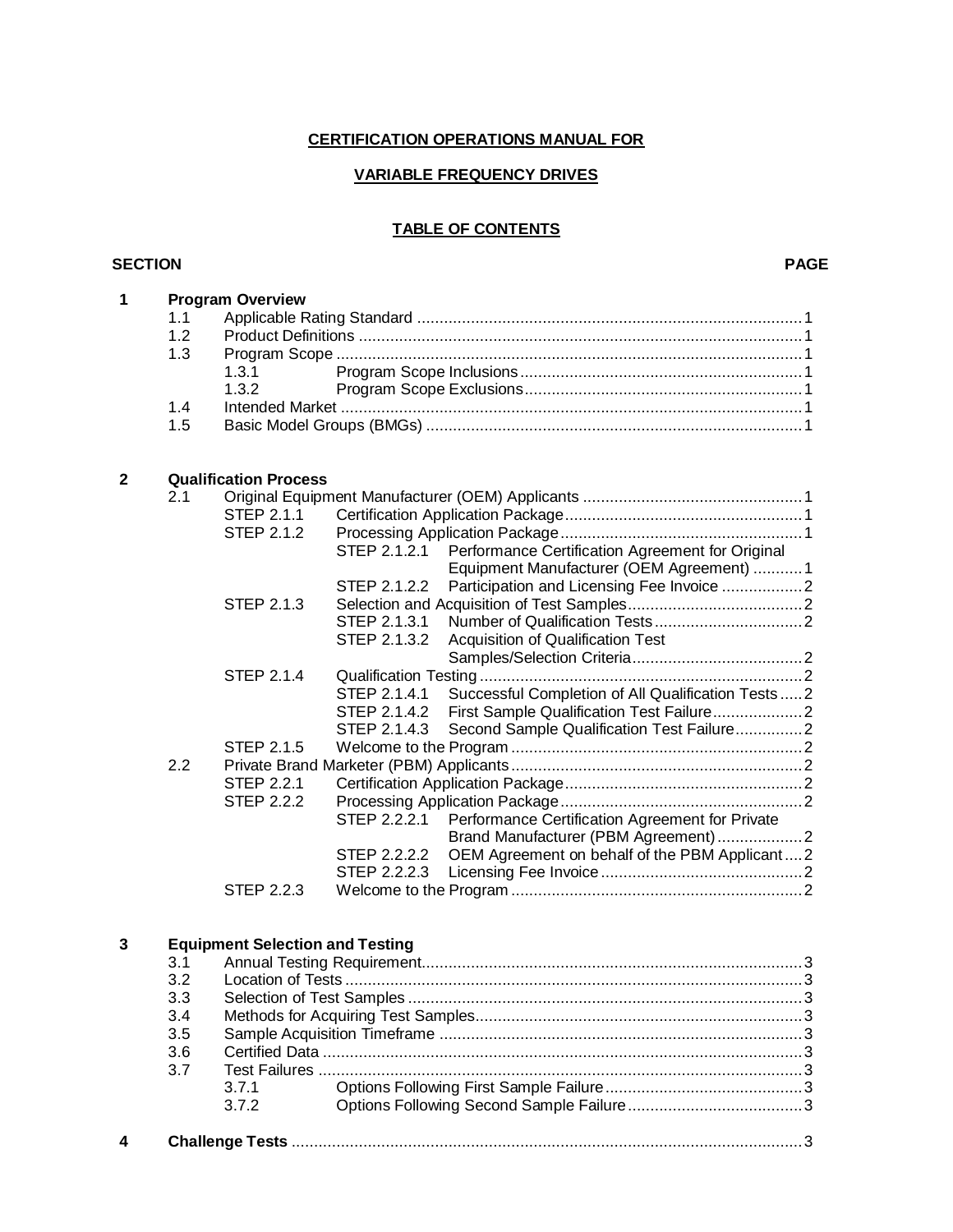**CERTIFICATION OPERATIONS MANUAL FOR**

**VARIABLE FREQUENCY DRIVES**

**TABLE OF CONTENTS**

| SECTION | | | | PAGE |
|---|---|---|---|---|
| **1** | **Program Overview** | | | |
| | 1.1 | Applicable Rating Standard | | 1 |
| | 1.2 | Product Definitions | | 1 |
| | 1.3 | Program Scope | | 1 |
| | | 1.3.1 | Program Scope Inclusions | 1 |
| | | 1.3.2 | Program Scope Exclusions | 1 |
| | 1.4 | Intended Market | | 1 |
| | 1.5 | Basic Model Groups (BMGs) | | 1 |
| **2** | **Qualification Process** | | | |
| | 2.1 | Original Equipment Manufacturer (OEM) Applicants | | 1 |
| | | STEP 2.1.1 | Certification Application Package | 1 |
| | | STEP 2.1.2 | Processing Application Package | 1 |
| | | | STEP 2.1.2.1 Performance Certification Agreement for Original Equipment Manufacturer (OEM Agreement) | 1 |
| | | | STEP 2.1.2.2 Participation and Licensing Fee Invoice | 2 |
| | | STEP 2.1.3 | Selection and Acquisition of Test Samples | 2 |
| | | | STEP 2.1.3.1 Number of Qualification Tests | 2 |
| | | | STEP 2.1.3.2 Acquisition of Qualification Test Samples/Selection Criteria | 2 |
| | | STEP 2.1.4 | Qualification Testing | 2 |
| | | | STEP 2.1.4.1 Successful Completion of All Qualification Tests | 2 |
| | | | STEP 2.1.4.2 First Sample Qualification Test Failure | 2 |
| | | | STEP 2.1.4.3 Second Sample Qualification Test Failure | 2 |
| | | STEP 2.1.5 | Welcome to the Program | 2 |
| | 2.2 | Private Brand Marketer (PBM) Applicants | | 2 |
| | | STEP 2.2.1 | Certification Application Package | 2 |
| | | STEP 2.2.2 | Processing Application Package | 2 |
| | | | STEP 2.2.2.1 Performance Certification Agreement for Private Brand Manufacturer (PBM Agreement) | 2 |
| | | | STEP 2.2.2.2 OEM Agreement on behalf of the PBM Applicant | 2 |
| | | | STEP 2.2.2.3 Licensing Fee Invoice | 2 |
| | | STEP 2.2.3 | Welcome to the Program | 2 |
| **3** | **Equipment Selection and Testing** | | | |
| | 3.1 | Annual Testing Requirement | | 3 |
| | 3.2 | Location of Tests | | 3 |
| | 3.3 | Selection of Test Samples | | 3 |
| | 3.4 | Methods for Acquiring Test Samples | | 3 |
| | 3.5 | Sample Acquisition Timeframe | | 3 |
| | 3.6 | Certified Data | | 3 |
| | 3.7 | Test Failures | | 3 |
| | | 3.7.1 | Options Following First Sample Failure | 3 |
| | | 3.7.2 | Options Following Second Sample Failure | 3 |
| **4** | **Challenge Tests** | | | 3 |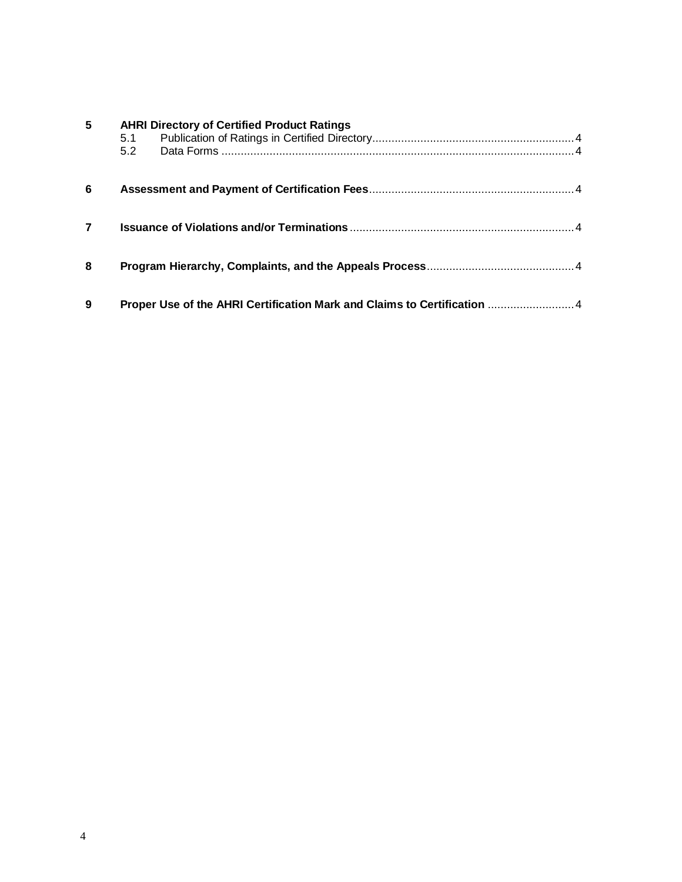**5 AHRI Directory of Certified Product Ratings**

- 5.1 Publication of Ratings in Certified Directory .......... 4
- 5.2 Data Forms .......... 4

**6 Assessment and Payment of Certification Fees** .......... 4

**7 Issuance of Violations and/or Terminations** .......... 4

**8 Program Hierarchy, Complaints, and the Appeals Process** .......... 4

**9 Proper Use of the AHRI Certification Mark and Claims to Certification** .......... 4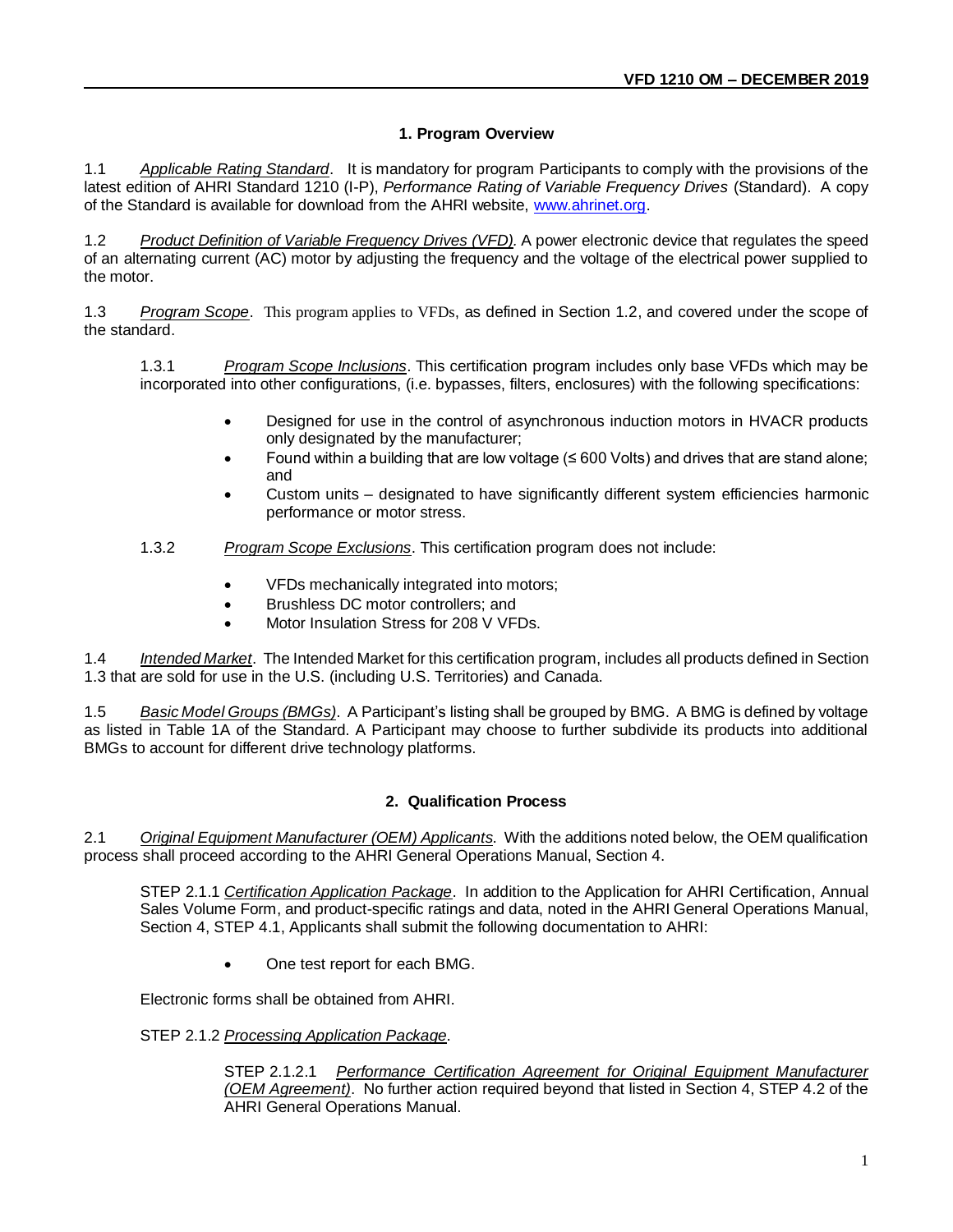## 1. Program Overview

1.1 *Applicable Rating Standard*. It is mandatory for program Participants to comply with the provisions of the latest edition of AHRI Standard 1210 (I-P), *Performance Rating of Variable Frequency Drives* (Standard). A copy of the Standard is available for download from the AHRI website, [www.ahrinet.org](http://www.ahrinet.org).

1.2 *Product Definition of Variable Frequency Drives (VFD)*. A power electronic device that regulates the speed of an alternating current (AC) motor by adjusting the frequency and the voltage of the electrical power supplied to the motor.

1.3 *Program Scope*. This program applies to VFDs, as defined in Section 1.2, and covered under the scope of the standard.

1.3.1 *Program Scope Inclusions*. This certification program includes only base VFDs which may be incorporated into other configurations, (i.e. bypasses, filters, enclosures) with the following specifications:

- Designed for use in the control of asynchronous induction motors in HVACR products only designated by the manufacturer;
- Found within a building that are low voltage (≤ 600 Volts) and drives that are stand alone; and
- Custom units – designated to have significantly different system efficiencies harmonic performance or motor stress.

1.3.2 *Program Scope Exclusions*. This certification program does not include:

- VFDs mechanically integrated into motors;
- Brushless DC motor controllers; and
- Motor Insulation Stress for 208 V VFDs.

1.4 *Intended Market*. The Intended Market for this certification program, includes all products defined in Section 1.3 that are sold for use in the U.S. (including U.S. Territories) and Canada.

1.5 *Basic Model Groups (BMGs)*. A Participant's listing shall be grouped by BMG. A BMG is defined by voltage as listed in Table 1A of the Standard. A Participant may choose to further subdivide its products into additional BMGs to account for different drive technology platforms.

## 2. Qualification Process

2.1 *Original Equipment Manufacturer (OEM) Applicants*. With the additions noted below, the OEM qualification process shall proceed according to the AHRI General Operations Manual, Section 4.

STEP 2.1.1 *Certification Application Package*. In addition to the Application for AHRI Certification, Annual Sales Volume Form, and product-specific ratings and data, noted in the AHRI General Operations Manual, Section 4, STEP 4.1, Applicants shall submit the following documentation to AHRI:

- One test report for each BMG.

Electronic forms shall be obtained from AHRI.

STEP 2.1.2 *Processing Application Package*.

STEP 2.1.2.1 *Performance Certification Agreement for Original Equipment Manufacturer (OEM Agreement)*. No further action required beyond that listed in Section 4, STEP 4.2 of the AHRI General Operations Manual.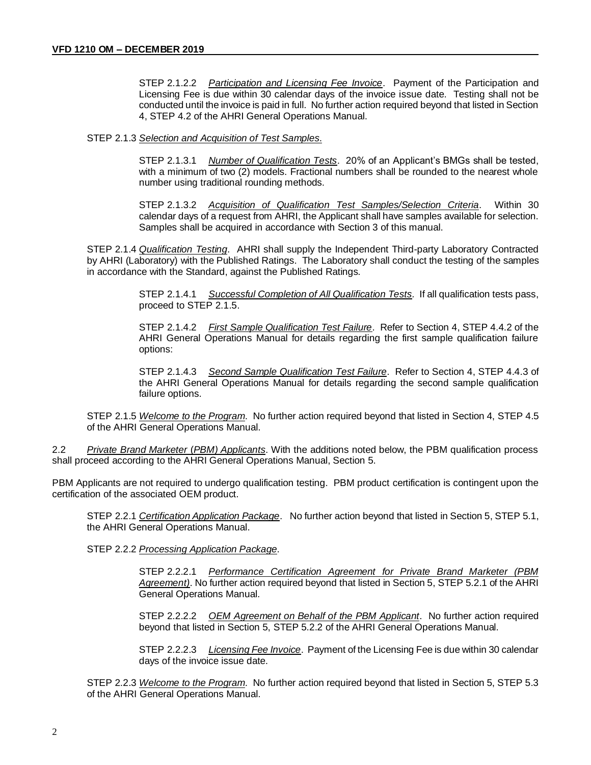STEP 2.1.2.2 *Participation and Licensing Fee Invoice*. Payment of the Participation and Licensing Fee is due within 30 calendar days of the invoice issue date. Testing shall not be conducted until the invoice is paid in full. No further action required beyond that listed in Section 4, STEP 4.2 of the AHRI General Operations Manual.

STEP 2.1.3 *Selection and Acquisition of Test Samples.*

STEP 2.1.3.1 *Number of Qualification Tests*. 20% of an Applicant's BMGs shall be tested, with a minimum of two (2) models. Fractional numbers shall be rounded to the nearest whole number using traditional rounding methods.

STEP 2.1.3.2 *Acquisition of Qualification Test Samples/Selection Criteria*. Within 30 calendar days of a request from AHRI, the Applicant shall have samples available for selection. Samples shall be acquired in accordance with Section 3 of this manual.

STEP 2.1.4 *Qualification Testing*. AHRI shall supply the Independent Third-party Laboratory Contracted by AHRI (Laboratory) with the Published Ratings. The Laboratory shall conduct the testing of the samples in accordance with the Standard, against the Published Ratings.

STEP 2.1.4.1 *Successful Completion of All Qualification Tests.* If all qualification tests pass, proceed to STEP 2.1.5.

STEP 2.1.4.2 *First Sample Qualification Test Failure*. Refer to Section 4, STEP 4.4.2 of the AHRI General Operations Manual for details regarding the first sample qualification failure options:

STEP 2.1.4.3 *Second Sample Qualification Test Failure*. Refer to Section 4, STEP 4.4.3 of the AHRI General Operations Manual for details regarding the second sample qualification failure options.

STEP 2.1.5 *Welcome to the Program.* No further action required beyond that listed in Section 4, STEP 4.5 of the AHRI General Operations Manual.

2.2 *Private Brand Marketer (PBM) Applicants*. With the additions noted below, the PBM qualification process shall proceed according to the AHRI General Operations Manual, Section 5.

PBM Applicants are not required to undergo qualification testing. PBM product certification is contingent upon the certification of the associated OEM product.

STEP 2.2.1 *Certification Application Package*. No further action beyond that listed in Section 5, STEP 5.1, the AHRI General Operations Manual.

STEP 2.2.2 *Processing Application Package.*

STEP 2.2.2.1 *Performance Certification Agreement for Private Brand Marketer (PBM Agreement)*. No further action required beyond that listed in Section 5, STEP 5.2.1 of the AHRI General Operations Manual.

STEP 2.2.2.2 *OEM Agreement on Behalf of the PBM Applicant*. No further action required beyond that listed in Section 5, STEP 5.2.2 of the AHRI General Operations Manual.

STEP 2.2.2.3 *Licensing Fee Invoice*. Payment of the Licensing Fee is due within 30 calendar days of the invoice issue date.

STEP 2.2.3 *Welcome to the Program*. No further action required beyond that listed in Section 5, STEP 5.3 of the AHRI General Operations Manual.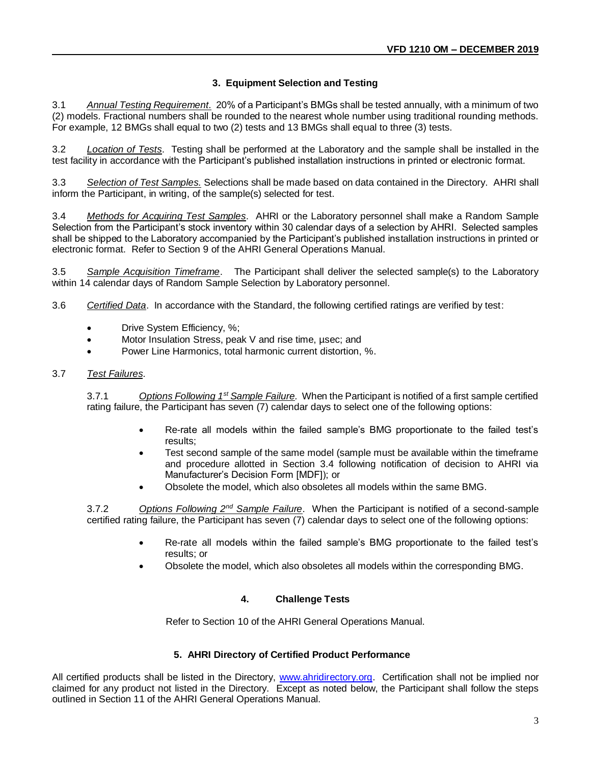## 3. Equipment Selection and Testing

3.1 *Annual Testing Requirement.* 20% of a Participant's BMGs shall be tested annually, with a minimum of two (2) models. Fractional numbers shall be rounded to the nearest whole number using traditional rounding methods. For example, 12 BMGs shall equal to two (2) tests and 13 BMGs shall equal to three (3) tests.

3.2 *Location of Tests*. Testing shall be performed at the Laboratory and the sample shall be installed in the test facility in accordance with the Participant's published installation instructions in printed or electronic format.

3.3 *Selection of Test Samples.* Selections shall be made based on data contained in the Directory. AHRI shall inform the Participant, in writing, of the sample(s) selected for test.

3.4 *Methods for Acquiring Test Samples*. AHRI or the Laboratory personnel shall make a Random Sample Selection from the Participant's stock inventory within 30 calendar days of a selection by AHRI. Selected samples shall be shipped to the Laboratory accompanied by the Participant's published installation instructions in printed or electronic format. Refer to Section 9 of the AHRI General Operations Manual.

3.5 *Sample Acquisition Timeframe*. The Participant shall deliver the selected sample(s) to the Laboratory within 14 calendar days of Random Sample Selection by Laboratory personnel.

3.6 *Certified Data*. In accordance with the Standard, the following certified ratings are verified by test:

- Drive System Efficiency, %;
- Motor Insulation Stress, peak V and rise time, µsec; and
- Power Line Harmonics, total harmonic current distortion, %.

3.7 *Test Failures*.

3.7.1 *Options Following 1st Sample Failure.* When the Participant is notified of a first sample certified rating failure, the Participant has seven (7) calendar days to select one of the following options:

- Re-rate all models within the failed sample's BMG proportionate to the failed test's results;
- Test second sample of the same model (sample must be available within the timeframe and procedure allotted in Section 3.4 following notification of decision to AHRI via Manufacturer's Decision Form [MDF]); or
- Obsolete the model, which also obsoletes all models within the same BMG.

3.7.2 *Options Following 2nd Sample Failure*. When the Participant is notified of a second-sample certified rating failure, the Participant has seven (7) calendar days to select one of the following options:

- Re-rate all models within the failed sample's BMG proportionate to the failed test's results; or
- Obsolete the model, which also obsoletes all models within the corresponding BMG.

## 4. Challenge Tests

Refer to Section 10 of the AHRI General Operations Manual.

## 5. AHRI Directory of Certified Product Performance

All certified products shall be listed in the Directory, www.ahridirectory.org. Certification shall not be implied nor claimed for any product not listed in the Directory. Except as noted below, the Participant shall follow the steps outlined in Section 11 of the AHRI General Operations Manual.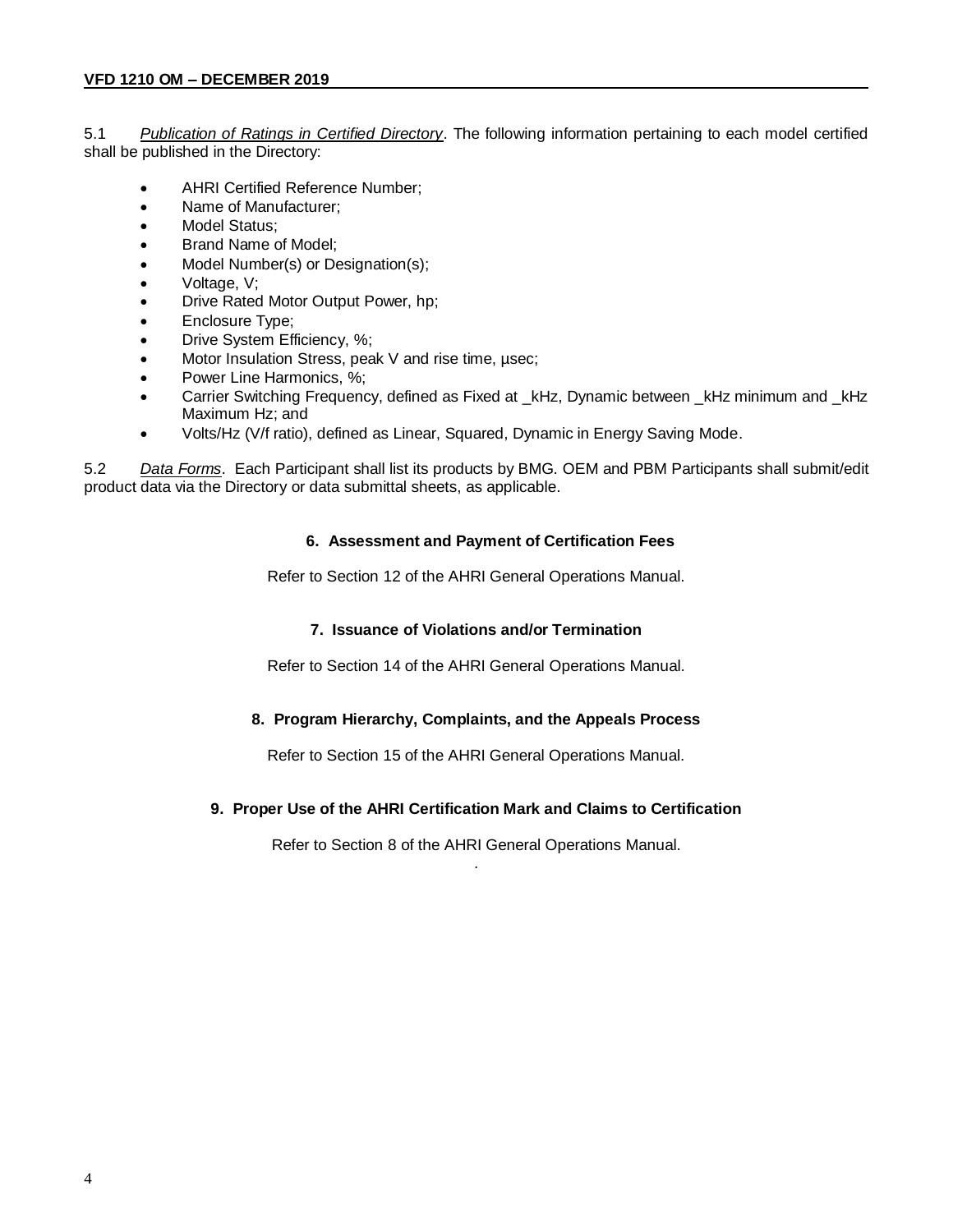5.1 *Publication of Ratings in Certified Directory*. The following information pertaining to each model certified shall be published in the Directory:

- AHRI Certified Reference Number;
- Name of Manufacturer;
- Model Status;
- Brand Name of Model;
- Model Number(s) or Designation(s);
- Voltage, V;
- Drive Rated Motor Output Power, hp;
- Enclosure Type;
- Drive System Efficiency, %;
- Motor Insulation Stress, peak V and rise time, µsec;
- Power Line Harmonics, %;
- Carrier Switching Frequency, defined as Fixed at _kHz, Dynamic between _kHz minimum and _kHz Maximum Hz; and
- Volts/Hz (V/f ratio), defined as Linear, Squared, Dynamic in Energy Saving Mode.

5.2 *Data Forms*. Each Participant shall list its products by BMG. OEM and PBM Participants shall submit/edit product data via the Directory or data submittal sheets, as applicable.

## 6. Assessment and Payment of Certification Fees

Refer to Section 12 of the AHRI General Operations Manual.

## 7. Issuance of Violations and/or Termination

Refer to Section 14 of the AHRI General Operations Manual.

## 8. Program Hierarchy, Complaints, and the Appeals Process

Refer to Section 15 of the AHRI General Operations Manual.

## 9. Proper Use of the AHRI Certification Mark and Claims to Certification

Refer to Section 8 of the AHRI General Operations Manual.